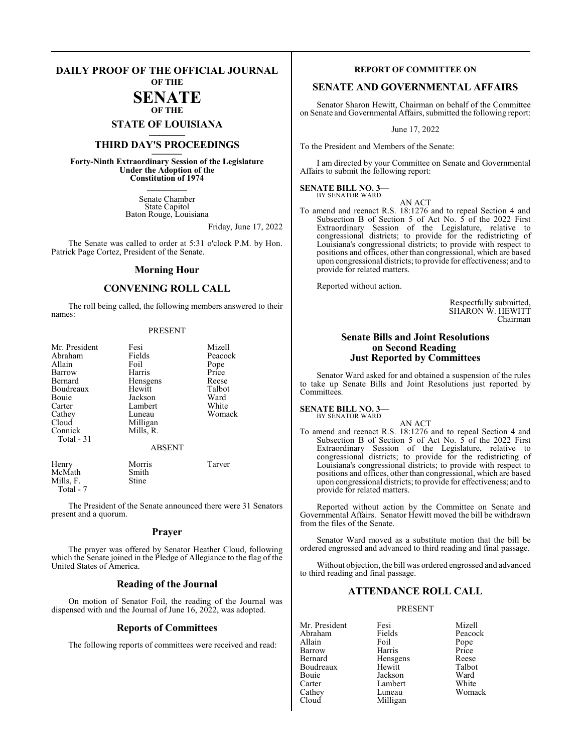# DAILY PROOF OF THE OFFICIAL JOURNAL
**OF THE**
# SENATE
**OF THE**
## STATE OF LOUISIANA

## THIRD DAY'S PROCEEDINGS

**Forty-Ninth Extraordinary Session of the Legislature Under the Adoption of the Constitution of 1974**

Senate Chamber
State Capitol
Baton Rouge, Louisiana

Friday, June 17, 2022

The Senate was called to order at 5:31 o'clock P.M. by Hon. Patrick Page Cortez, President of the Senate.

## Morning Hour

## CONVENING ROLL CALL

The roll being called, the following members answered to their names:

PRESENT

| | | |
|---|---|---|
| Mr. President | Fesi | Mizell |
| Abraham | Fields | Peacock |
| Allain | Foil | Pope |
| Barrow | Harris | Price |
| Bernard | Hensgens | Reese |
| Boudreaux | Hewitt | Talbot |
| Bouie | Jackson | Ward |
| Carter | Lambert | White |
| Cathey | Luneau | Womack |
| Cloud | Milligan | |
| Connick | Mills, R. | |
| Total - 31 | | |

ABSENT

| | | |
|---|---|---|
| Henry | Morris | Tarver |
| McMath | Smith | |
| Mills, F. | Stine | |
| Total - 7 | | |

The President of the Senate announced there were 31 Senators present and a quorum.

## Prayer

The prayer was offered by Senator Heather Cloud, following which the Senate joined in the Pledge of Allegiance to the flag of the United States of America.

## Reading of the Journal

On motion of Senator Foil, the reading of the Journal was dispensed with and the Journal of June 16, 2022, was adopted.

## Reports of Committees

The following reports of committees were received and read:

**REPORT OF COMMITTEE ON**

## SENATE AND GOVERNMENTAL AFFAIRS

Senator Sharon Hewitt, Chairman on behalf of the Committee on Senate and Governmental Affairs, submitted the following report:

June 17, 2022

To the President and Members of the Senate:

I am directed by your Committee on Senate and Governmental Affairs to submit the following report:

**SENATE BILL NO. 3—**
BY SENATOR WARD

AN ACT

To amend and reenact R.S. 18:1276 and to repeal Section 4 and Subsection B of Section 5 of Act No. 5 of the 2022 First Extraordinary Session of the Legislature, relative to congressional districts; to provide for the redistricting of Louisiana's congressional districts; to provide with respect to positions and offices, other than congressional, which are based upon congressional districts; to provide for effectiveness; and to provide for related matters.

Reported without action.

Respectfully submitted,
SHARON W. HEWITT
Chairman

## Senate Bills and Joint Resolutions on Second Reading Just Reported by Committees

Senator Ward asked for and obtained a suspension of the rules to take up Senate Bills and Joint Resolutions just reported by Committees.

**SENATE BILL NO. 3—**
BY SENATOR WARD

AN ACT

To amend and reenact R.S. 18:1276 and to repeal Section 4 and Subsection B of Section 5 of Act No. 5 of the 2022 First Extraordinary Session of the Legislature, relative to congressional districts; to provide for the redistricting of Louisiana's congressional districts; to provide with respect to positions and offices, other than congressional, which are based upon congressional districts; to provide for effectiveness; and to provide for related matters.

Reported without action by the Committee on Senate and Governmental Affairs. Senator Hewitt moved the bill be withdrawn from the files of the Senate.

Senator Ward moved as a substitute motion that the bill be ordered engrossed and advanced to third reading and final passage.

Without objection, the bill was ordered engrossed and advanced to third reading and final passage.

## ATTENDANCE ROLL CALL

PRESENT

| | | |
|---|---|---|
| Mr. President | Fesi | Mizell |
| Abraham | Fields | Peacock |
| Allain | Foil | Pope |
| Barrow | Harris | Price |
| Bernard | Hensgens | Reese |
| Boudreaux | Hewitt | Talbot |
| Bouie | Jackson | Ward |
| Carter | Lambert | White |
| Cathey | Luneau | Womack |
| Cloud | Milligan | |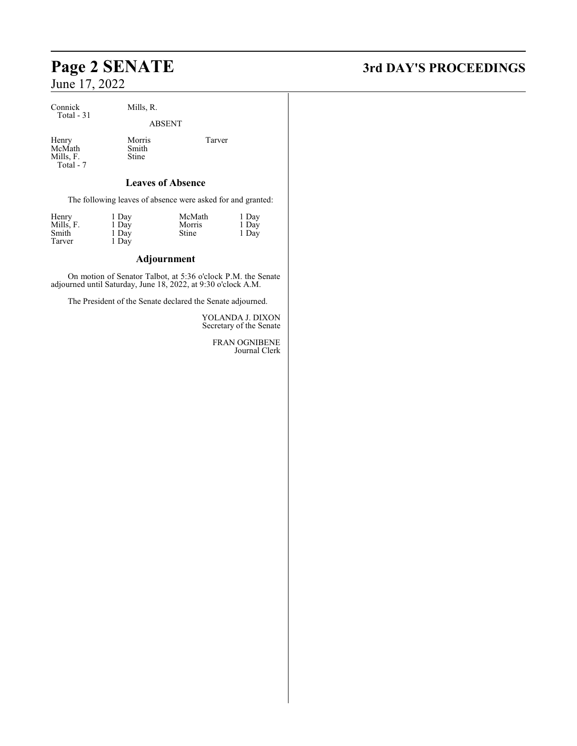| | |
|---|---|
| Connick | Mills, R. |
| Total - 31 | |

ABSENT

| | | |
|---|---|---|
| Henry | Morris | Tarver |
| McMath | Smith | |
| Mills, F. | Stine | |
| Total - 7 | | |

## Leaves of Absence

The following leaves of absence were asked for and granted:

| | | | |
|---|---|---|---|
| Henry | 1 Day | McMath | 1 Day |
| Mills, F. | 1 Day | Morris | 1 Day |
| Smith | 1 Day | Stine | 1 Day |
| Tarver | 1 Day | | |

## Adjournment

On motion of Senator Talbot, at 5:36 o'clock P.M. the Senate adjourned until Saturday, June 18, 2022, at 9:30 o'clock A.M.

The President of the Senate declared the Senate adjourned.

YOLANDA J. DIXON
Secretary of the Senate

FRAN OGNIBENE
Journal Clerk